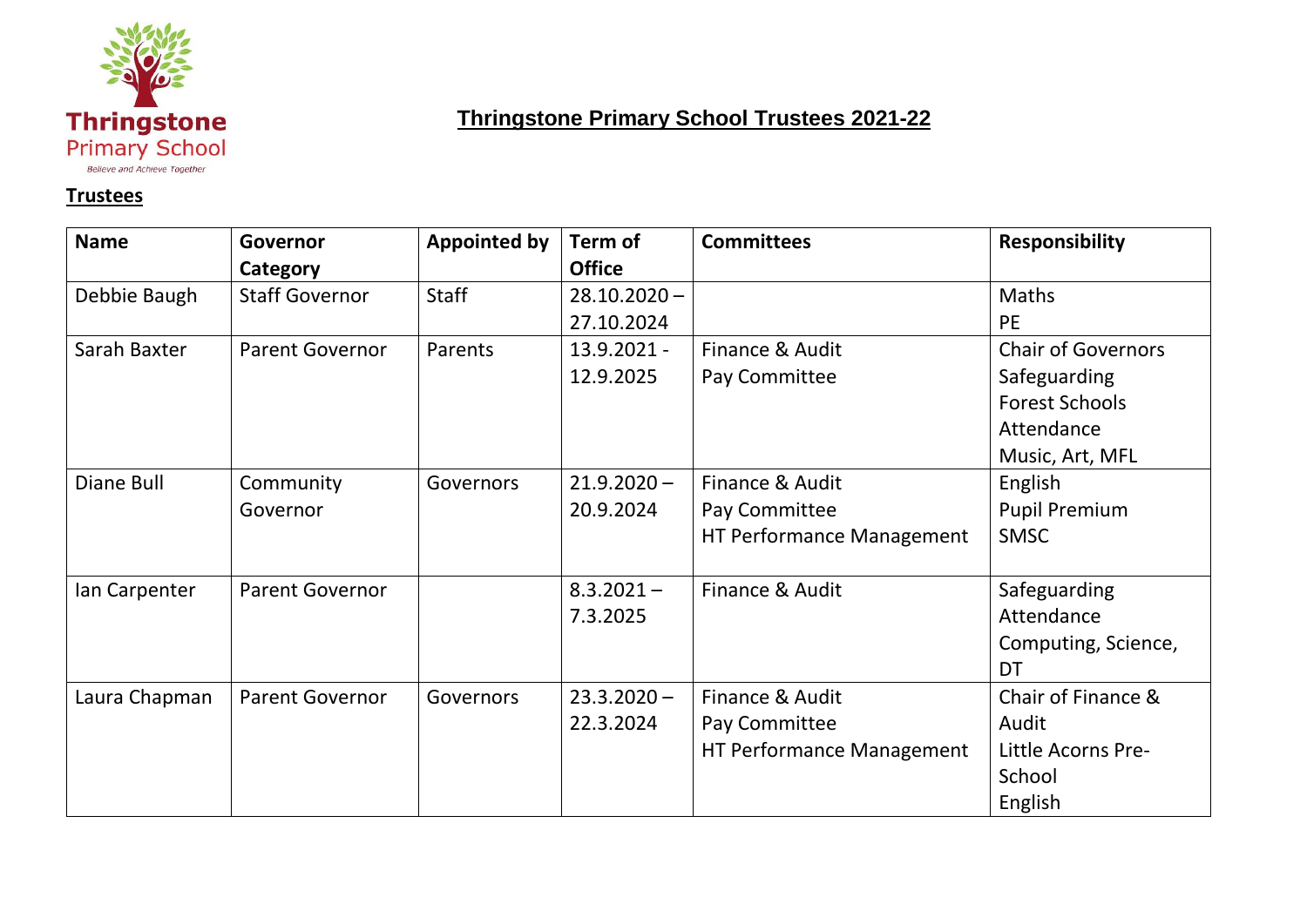Thringstone Primary School

Believe and Achieve Together

# Thringstone Primary School Trustees 2021-22

## Trustees

| Name | Governor Category | Appointed by | Term of Office | Committees | Responsibility |
|---|---|---|---|---|---|
| Debbie Baugh | Staff Governor | Staff | 28.10.2020 – 27.10.2024 | | Maths<br>PE |
| Sarah Baxter | Parent Governor | Parents | 13.9.2021 - 12.9.2025 | Finance & Audit<br>Pay Committee | Chair of Governors<br>Safeguarding<br>Forest Schools<br>Attendance<br>Music, Art, MFL |
| Diane Bull | Community Governor | Governors | 21.9.2020 – 20.9.2024 | Finance & Audit<br>Pay Committee<br>HT Performance Management | English<br>Pupil Premium<br>SMSC |
| Ian Carpenter | Parent Governor | | 8.3.2021 – 7.3.2025 | Finance & Audit | Safeguarding<br>Attendance<br>Computing, Science, DT |
| Laura Chapman | Parent Governor | Governors | 23.3.2020 – 22.3.2024 | Finance & Audit<br>Pay Committee<br>HT Performance Management | Chair of Finance & Audit<br>Little Acorns Pre-School<br>English |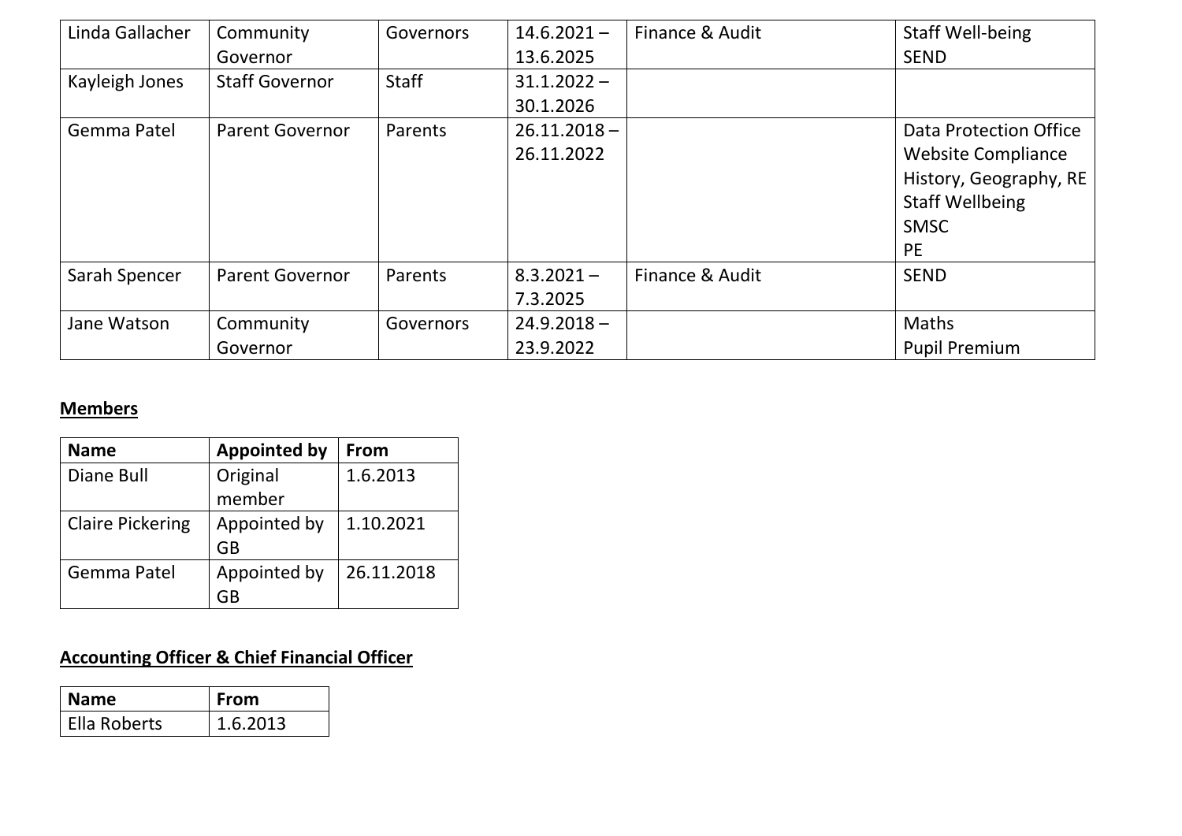| | | | | | |
|---|---|---|---|---|---|
| Linda Gallacher | Community Governor | Governors | 14.6.2021 – 13.6.2025 | Finance & Audit | Staff Well-being<br>SEND |
| Kayleigh Jones | Staff Governor | Staff | 31.1.2022 – 30.1.2026 | | |
| Gemma Patel | Parent Governor | Parents | 26.11.2018 – 26.11.2022 | | Data Protection Office<br>Website Compliance<br>History, Geography, RE<br>Staff Wellbeing<br>SMSC<br>PE |
| Sarah Spencer | Parent Governor | Parents | 8.3.2021 – 7.3.2025 | Finance & Audit | SEND |
| Jane Watson | Community Governor | Governors | 24.9.2018 – 23.9.2022 | | Maths<br>Pupil Premium |

**Members**

| Name | Appointed by | From |
|---|---|---|
| Diane Bull | Original member | 1.6.2013 |
| Claire Pickering | Appointed by GB | 1.10.2021 |
| Gemma Patel | Appointed by GB | 26.11.2018 |

**Accounting Officer & Chief Financial Officer**

| Name | From |
|---|---|
| Ella Roberts | 1.6.2013 |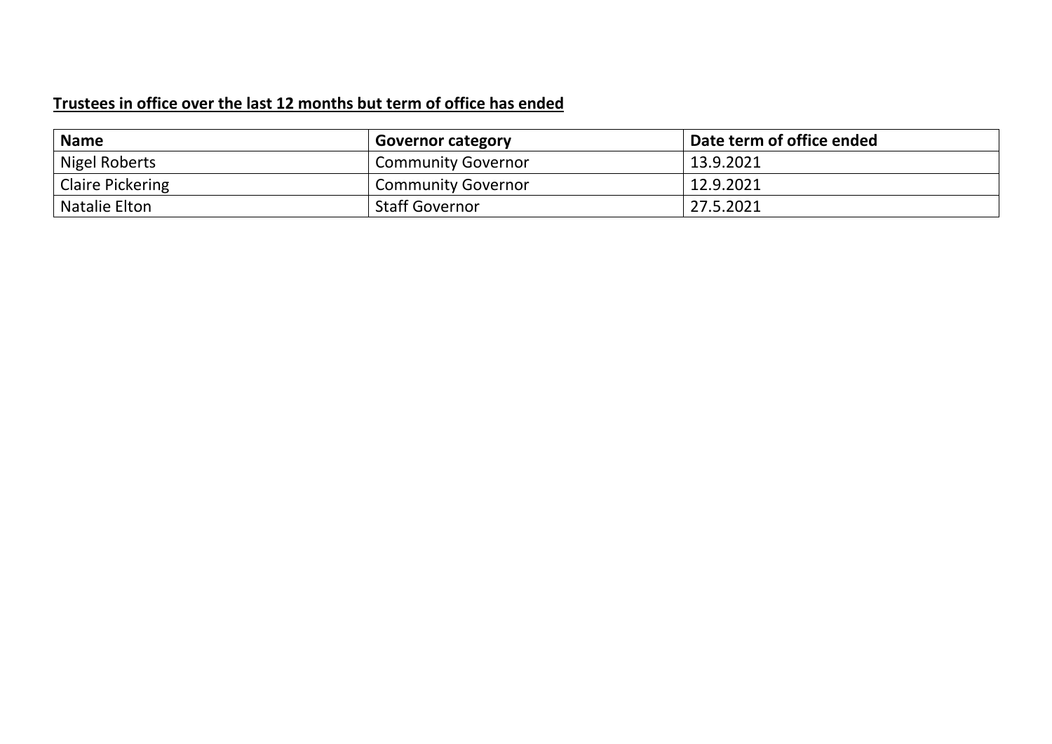**<u>Trustees in office over the last 12 months but term of office has ended</u>**

| Name | Governor category | Date term of office ended |
|---|---|---|
| Nigel Roberts | Community Governor | 13.9.2021 |
| Claire Pickering | Community Governor | 12.9.2021 |
| Natalie Elton | Staff Governor | 27.5.2021 |